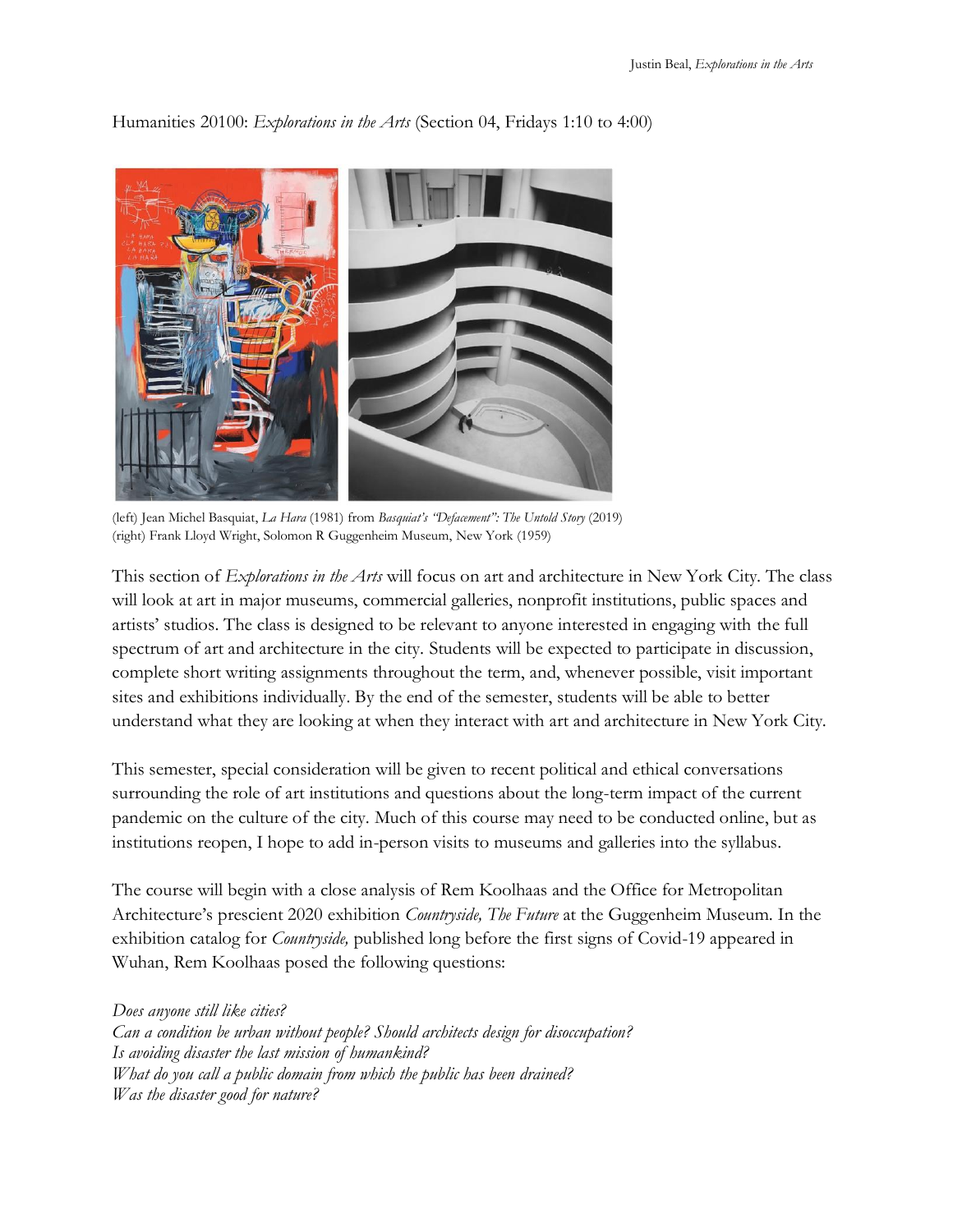Humanities 20100: *Explorations in the Arts* (Section 04, Fridays 1:10 to 4:00)

(left) Jean Michel Basquiat, *La Hara* (1981) from *Basquiat's "Defacement": The Untold Story* (2019)
(right) Frank Lloyd Wright, Solomon R Guggenheim Museum, New York (1959)

This section of *Explorations in the Arts* will focus on art and architecture in New York City. The class will look at art in major museums, commercial galleries, nonprofit institutions, public spaces and artists' studios. The class is designed to be relevant to anyone interested in engaging with the full spectrum of art and architecture in the city. Students will be expected to participate in discussion, complete short writing assignments throughout the term, and, whenever possible, visit important sites and exhibitions individually. By the end of the semester, students will be able to better understand what they are looking at when they interact with art and architecture in New York City.

This semester, special consideration will be given to recent political and ethical conversations surrounding the role of art institutions and questions about the long-term impact of the current pandemic on the culture of the city. Much of this course may need to be conducted online, but as institutions reopen, I hope to add in-person visits to museums and galleries into the syllabus.

The course will begin with a close analysis of Rem Koolhaas and the Office for Metropolitan Architecture's prescient 2020 exhibition *Countryside, The Future* at the Guggenheim Museum. In the exhibition catalog for *Countryside,* published long before the first signs of Covid-19 appeared in Wuhan, Rem Koolhaas posed the following questions:

*Does anyone still like cities?*
*Can a condition be urban without people? Should architects design for disoccupation?*
*Is avoiding disaster the last mission of humankind?*
*What do you call a public domain from which the public has been drained?*
*Was the disaster good for nature?*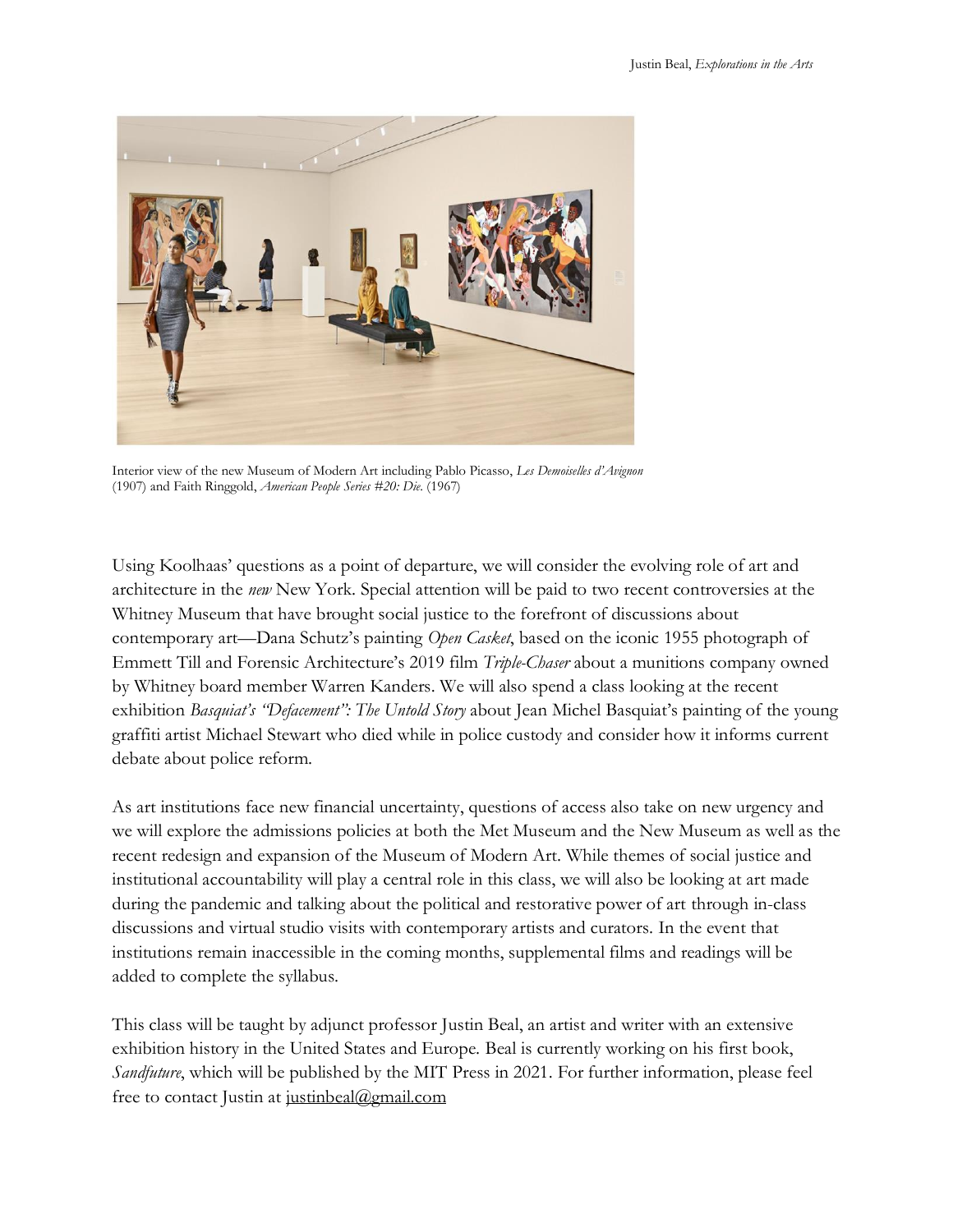Interior view of the new Museum of Modern Art including Pablo Picasso, *Les Demoiselles d'Avignon* (1907) and Faith Ringgold, *American People Series #20: Die.* (1967)

Using Koolhaas' questions as a point of departure, we will consider the evolving role of art and architecture in the *new* New York. Special attention will be paid to two recent controversies at the Whitney Museum that have brought social justice to the forefront of discussions about contemporary art—Dana Schutz's painting *Open Casket*, based on the iconic 1955 photograph of Emmett Till and Forensic Architecture's 2019 film *Triple-Chaser* about a munitions company owned by Whitney board member Warren Kanders. We will also spend a class looking at the recent exhibition *Basquiat's "Defacement": The Untold Story* about Jean Michel Basquiat's painting of the young graffiti artist Michael Stewart who died while in police custody and consider how it informs current debate about police reform.

As art institutions face new financial uncertainty, questions of access also take on new urgency and we will explore the admissions policies at both the Met Museum and the New Museum as well as the recent redesign and expansion of the Museum of Modern Art. While themes of social justice and institutional accountability will play a central role in this class, we will also be looking at art made during the pandemic and talking about the political and restorative power of art through in-class discussions and virtual studio visits with contemporary artists and curators. In the event that institutions remain inaccessible in the coming months, supplemental films and readings will be added to complete the syllabus.

This class will be taught by adjunct professor Justin Beal, an artist and writer with an extensive exhibition history in the United States and Europe. Beal is currently working on his first book, *Sandfuture*, which will be published by the MIT Press in 2021. For further information, please feel free to contact Justin at justinbeal@gmail.com